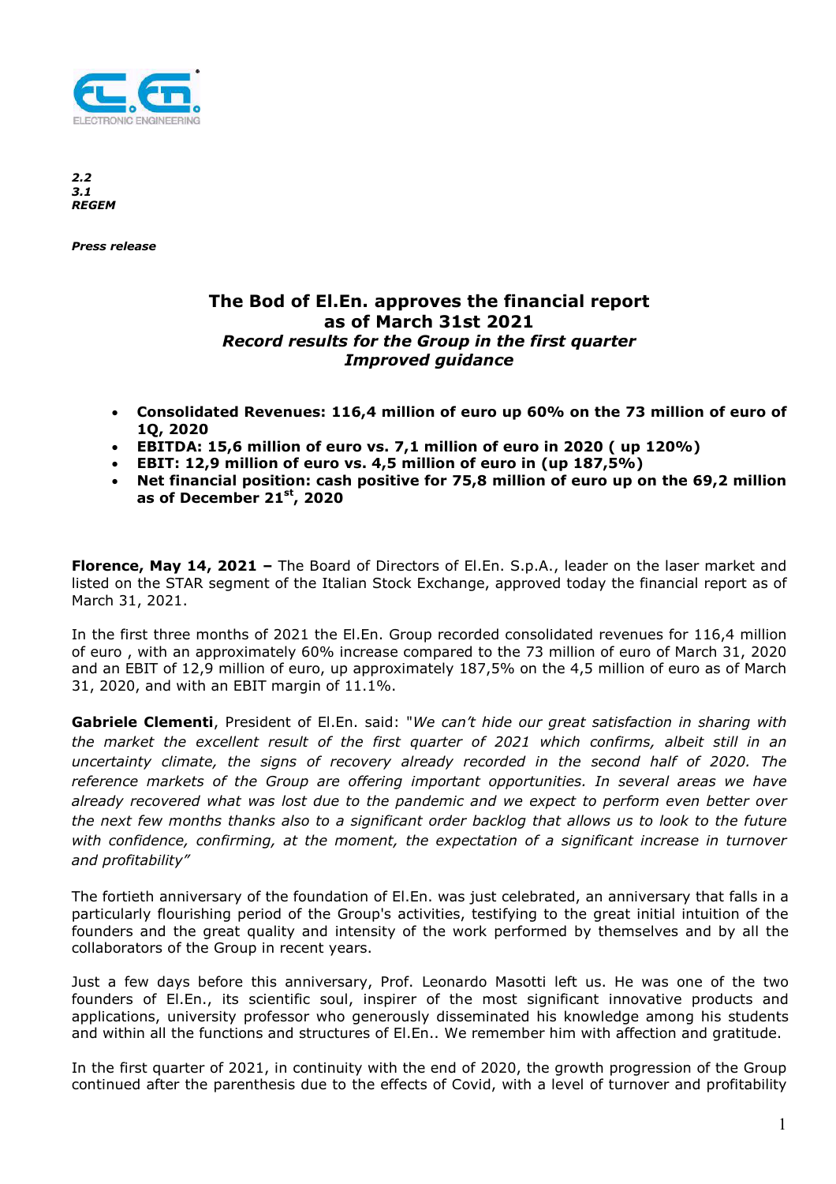*2.2*
*3.1*
***REGEM***

***Press release***

# The Bod of El.En. approves the financial report as of March 31st 2021

## *Record results for the Group in the first quarter*
## *Improved guidance*

- **Consolidated Revenues: 116,4 million of euro up 60% on the 73 million of euro of 1Q, 2020**
- **EBITDA: 15,6 million of euro vs. 7,1 million of euro in 2020 ( up 120%)**
- **EBIT: 12,9 million of euro vs. 4,5 million of euro in (up 187,5%)**
- **Net financial position: cash positive for 75,8 million of euro up on the 69,2 million as of December 21st, 2020**

**Florence, May 14, 2021 –** The Board of Directors of El.En. S.p.A., leader on the laser market and listed on the STAR segment of the Italian Stock Exchange, approved today the financial report as of March 31, 2021.

In the first three months of 2021 the El.En. Group recorded consolidated revenues for 116,4 million of euro , with an approximately 60% increase compared to the 73 million of euro of March 31, 2020 and an EBIT of 12,9 million of euro, up approximately 187,5% on the 4,5 million of euro as of March 31, 2020, and with an EBIT margin of 11.1%.

**Gabriele Clementi**, President of El.En. said: "*We can't hide our great satisfaction in sharing with the market the excellent result of the first quarter of 2021 which confirms, albeit still in an uncertainty climate, the signs of recovery already recorded in the second half of 2020. The reference markets of the Group are offering important opportunities. In several areas we have already recovered what was lost due to the pandemic and we expect to perform even better over the next few months thanks also to a significant order backlog that allows us to look to the future with confidence, confirming, at the moment, the expectation of a significant increase in turnover and profitability"*

The fortieth anniversary of the foundation of El.En. was just celebrated, an anniversary that falls in a particularly flourishing period of the Group's activities, testifying to the great initial intuition of the founders and the great quality and intensity of the work performed by themselves and by all the collaborators of the Group in recent years.

Just a few days before this anniversary, Prof. Leonardo Masotti left us. He was one of the two founders of El.En., its scientific soul, inspirer of the most significant innovative products and applications, university professor who generously disseminated his knowledge among his students and within all the functions and structures of El.En.. We remember him with affection and gratitude.

In the first quarter of 2021, in continuity with the end of 2020, the growth progression of the Group continued after the parenthesis due to the effects of Covid, with a level of turnover and profitability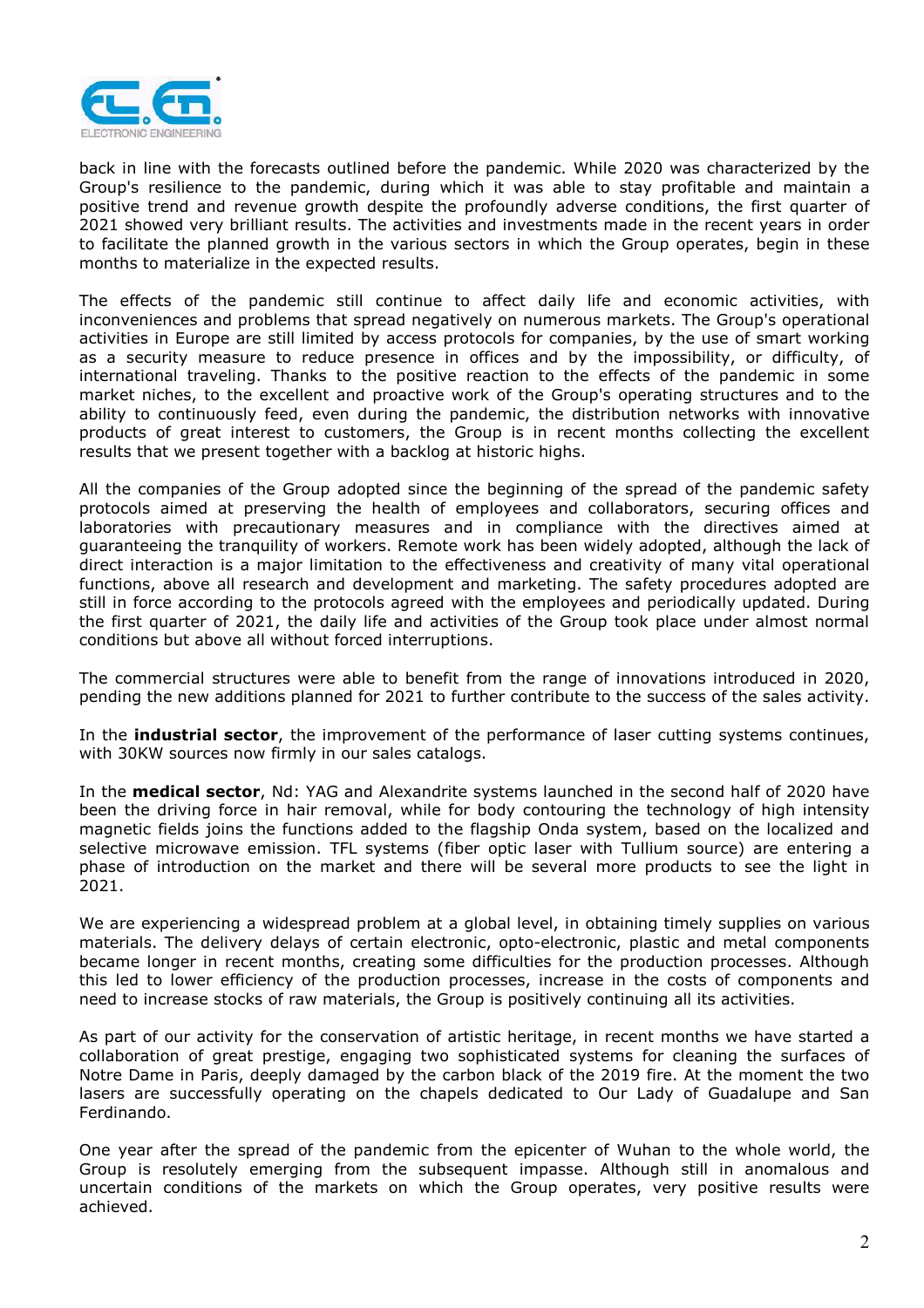back in line with the forecasts outlined before the pandemic. While 2020 was characterized by the Group's resilience to the pandemic, during which it was able to stay profitable and maintain a positive trend and revenue growth despite the profoundly adverse conditions, the first quarter of 2021 showed very brilliant results. The activities and investments made in the recent years in order to facilitate the planned growth in the various sectors in which the Group operates, begin in these months to materialize in the expected results.

The effects of the pandemic still continue to affect daily life and economic activities, with inconveniences and problems that spread negatively on numerous markets. The Group's operational activities in Europe are still limited by access protocols for companies, by the use of smart working as a security measure to reduce presence in offices and by the impossibility, or difficulty, of international traveling. Thanks to the positive reaction to the effects of the pandemic in some market niches, to the excellent and proactive work of the Group's operating structures and to the ability to continuously feed, even during the pandemic, the distribution networks with innovative products of great interest to customers, the Group is in recent months collecting the excellent results that we present together with a backlog at historic highs.

All the companies of the Group adopted since the beginning of the spread of the pandemic safety protocols aimed at preserving the health of employees and collaborators, securing offices and laboratories with precautionary measures and in compliance with the directives aimed at guaranteeing the tranquility of workers. Remote work has been widely adopted, although the lack of direct interaction is a major limitation to the effectiveness and creativity of many vital operational functions, above all research and development and marketing. The safety procedures adopted are still in force according to the protocols agreed with the employees and periodically updated. During the first quarter of 2021, the daily life and activities of the Group took place under almost normal conditions but above all without forced interruptions.

The commercial structures were able to benefit from the range of innovations introduced in 2020, pending the new additions planned for 2021 to further contribute to the success of the sales activity.

In the **industrial sector**, the improvement of the performance of laser cutting systems continues, with 30KW sources now firmly in our sales catalogs.

In the **medical sector**, Nd: YAG and Alexandrite systems launched in the second half of 2020 have been the driving force in hair removal, while for body contouring the technology of high intensity magnetic fields joins the functions added to the flagship Onda system, based on the localized and selective microwave emission. TFL systems (fiber optic laser with Tullium source) are entering a phase of introduction on the market and there will be several more products to see the light in 2021.

We are experiencing a widespread problem at a global level, in obtaining timely supplies on various materials. The delivery delays of certain electronic, opto-electronic, plastic and metal components became longer in recent months, creating some difficulties for the production processes. Although this led to lower efficiency of the production processes, increase in the costs of components and need to increase stocks of raw materials, the Group is positively continuing all its activities.

As part of our activity for the conservation of artistic heritage, in recent months we have started a collaboration of great prestige, engaging two sophisticated systems for cleaning the surfaces of Notre Dame in Paris, deeply damaged by the carbon black of the 2019 fire. At the moment the two lasers are successfully operating on the chapels dedicated to Our Lady of Guadalupe and San Ferdinando.

One year after the spread of the pandemic from the epicenter of Wuhan to the whole world, the Group is resolutely emerging from the subsequent impasse. Although still in anomalous and uncertain conditions of the markets on which the Group operates, very positive results were achieved.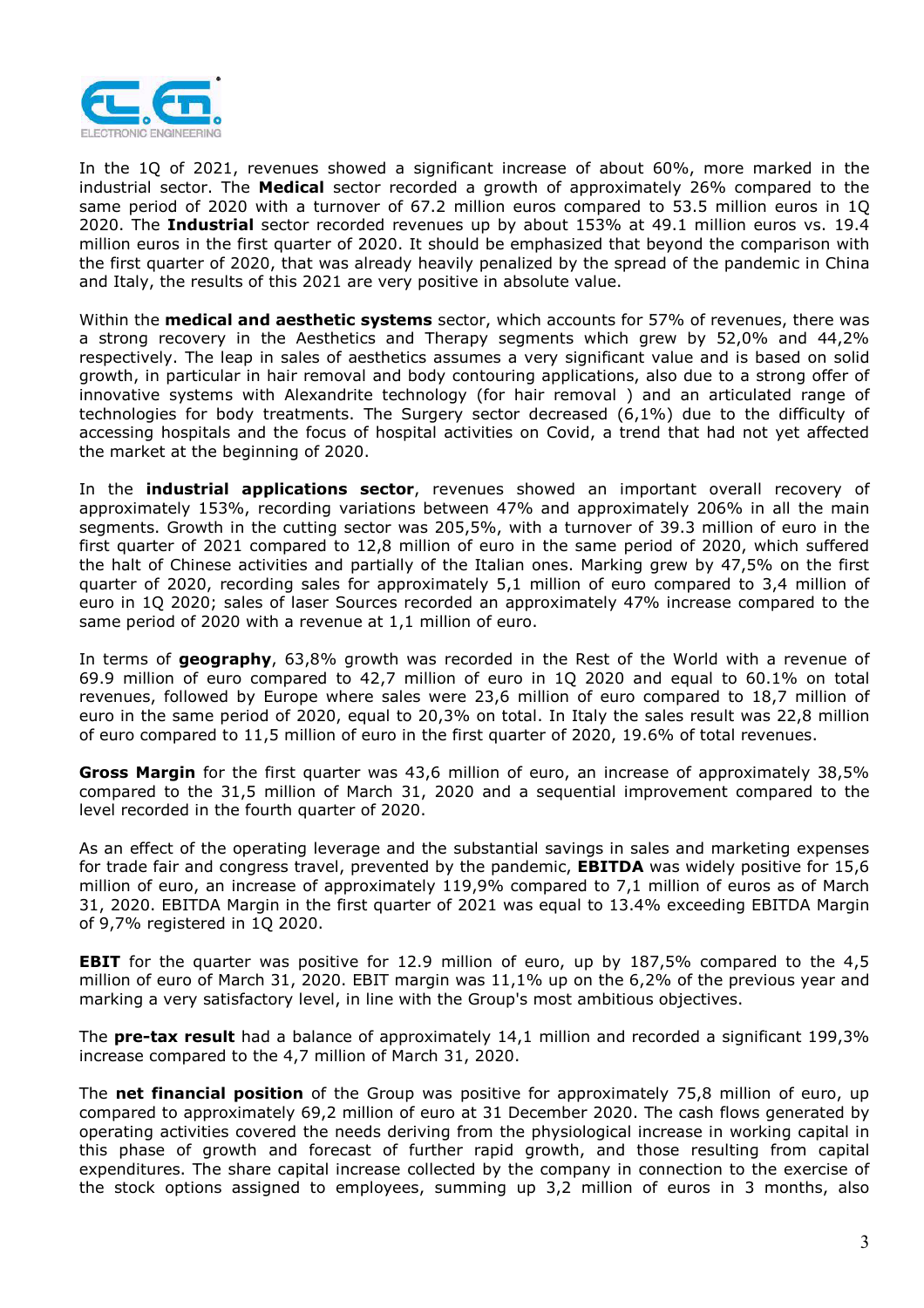In the 1Q of 2021, revenues showed a significant increase of about 60%, more marked in the industrial sector. The **Medical** sector recorded a growth of approximately 26% compared to the same period of 2020 with a turnover of 67.2 million euros compared to 53.5 million euros in 1Q 2020. The **Industrial** sector recorded revenues up by about 153% at 49.1 million euros vs. 19.4 million euros in the first quarter of 2020. It should be emphasized that beyond the comparison with the first quarter of 2020, that was already heavily penalized by the spread of the pandemic in China and Italy, the results of this 2021 are very positive in absolute value.

Within the **medical and aesthetic systems** sector, which accounts for 57% of revenues, there was a strong recovery in the Aesthetics and Therapy segments which grew by 52,0% and 44,2% respectively. The leap in sales of aesthetics assumes a very significant value and is based on solid growth, in particular in hair removal and body contouring applications, also due to a strong offer of innovative systems with Alexandrite technology (for hair removal ) and an articulated range of technologies for body treatments. The Surgery sector decreased (6,1%) due to the difficulty of accessing hospitals and the focus of hospital activities on Covid, a trend that had not yet affected the market at the beginning of 2020.

In the **industrial applications sector**, revenues showed an important overall recovery of approximately 153%, recording variations between 47% and approximately 206% in all the main segments. Growth in the cutting sector was 205,5%, with a turnover of 39.3 million of euro in the first quarter of 2021 compared to 12,8 million of euro in the same period of 2020, which suffered the halt of Chinese activities and partially of the Italian ones. Marking grew by 47,5% on the first quarter of 2020, recording sales for approximately 5,1 million of euro compared to 3,4 million of euro in 1Q 2020; sales of laser Sources recorded an approximately 47% increase compared to the same period of 2020 with a revenue at 1,1 million of euro.

In terms of **geography**, 63,8% growth was recorded in the Rest of the World with a revenue of 69.9 million of euro compared to 42,7 million of euro in 1Q 2020 and equal to 60.1% on total revenues, followed by Europe where sales were 23,6 million of euro compared to 18,7 million of euro in the same period of 2020, equal to 20,3% on total. In Italy the sales result was 22,8 million of euro compared to 11,5 million of euro in the first quarter of 2020, 19.6% of total revenues.

**Gross Margin** for the first quarter was 43,6 million of euro, an increase of approximately 38,5% compared to the 31,5 million of March 31, 2020 and a sequential improvement compared to the level recorded in the fourth quarter of 2020.

As an effect of the operating leverage and the substantial savings in sales and marketing expenses for trade fair and congress travel, prevented by the pandemic, **EBITDA** was widely positive for 15,6 million of euro, an increase of approximately 119,9% compared to 7,1 million of euros as of March 31, 2020. EBITDA Margin in the first quarter of 2021 was equal to 13.4% exceeding EBITDA Margin of 9,7% registered in 1Q 2020.

**EBIT** for the quarter was positive for 12.9 million of euro, up by 187,5% compared to the 4,5 million of euro of March 31, 2020. EBIT margin was 11,1% up on the 6,2% of the previous year and marking a very satisfactory level, in line with the Group's most ambitious objectives.

The **pre-tax result** had a balance of approximately 14,1 million and recorded a significant 199,3% increase compared to the 4,7 million of March 31, 2020.

The **net financial position** of the Group was positive for approximately 75,8 million of euro, up compared to approximately 69,2 million of euro at 31 December 2020. The cash flows generated by operating activities covered the needs deriving from the physiological increase in working capital in this phase of growth and forecast of further rapid growth, and those resulting from capital expenditures. The share capital increase collected by the company in connection to the exercise of the stock options assigned to employees, summing up 3,2 million of euros in 3 months, also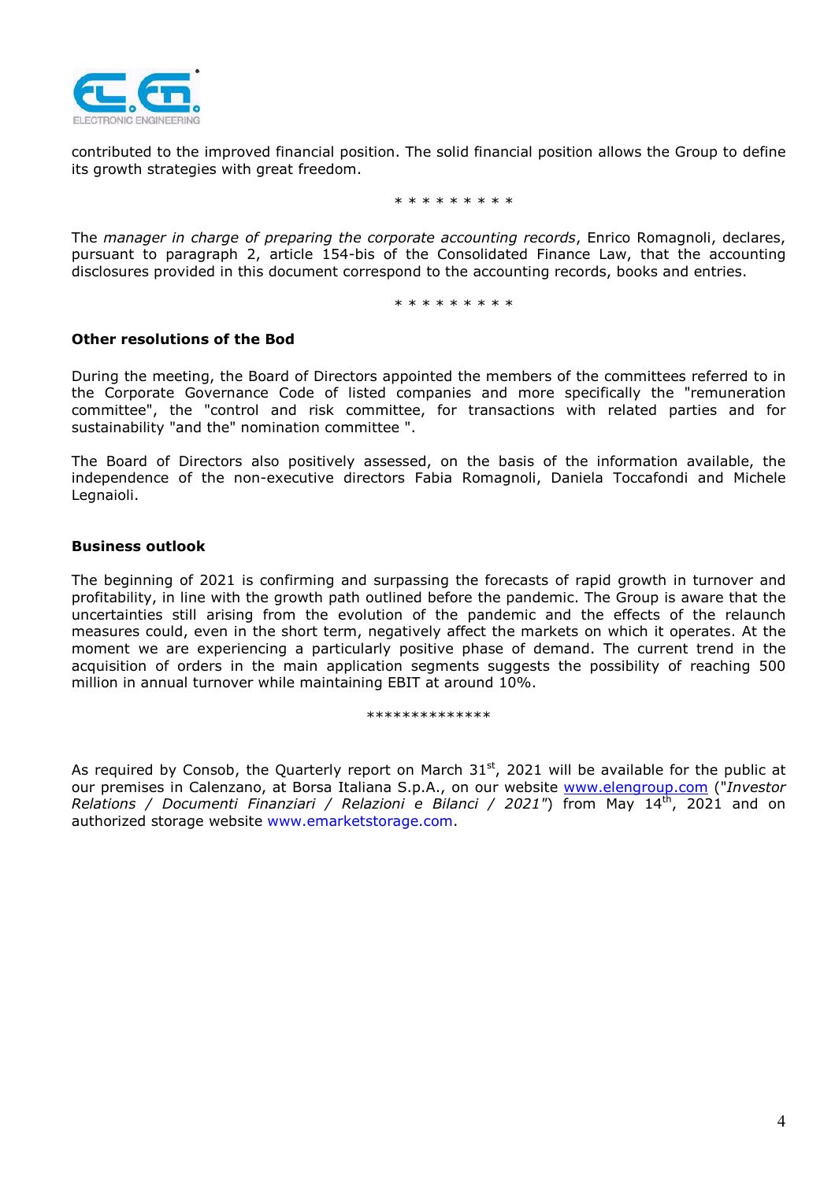contributed to the improved financial position. The solid financial position allows the Group to define its growth strategies with great freedom.

* * * * * * * * *

The *manager in charge of preparing the corporate accounting records*, Enrico Romagnoli, declares, pursuant to paragraph 2, article 154-bis of the Consolidated Finance Law, that the accounting disclosures provided in this document correspond to the accounting records, books and entries.

* * * * * * * * *

**Other resolutions of the Bod**

During the meeting, the Board of Directors appointed the members of the committees referred to in the Corporate Governance Code of listed companies and more specifically the "remuneration committee", the "control and risk committee, for transactions with related parties and for sustainability "and the" nomination committee ".

The Board of Directors also positively assessed, on the basis of the information available, the independence of the non-executive directors Fabia Romagnoli, Daniela Toccafondi and Michele Legnaioli.

**Business outlook**

The beginning of 2021 is confirming and surpassing the forecasts of rapid growth in turnover and profitability, in line with the growth path outlined before the pandemic. The Group is aware that the uncertainties still arising from the evolution of the pandemic and the effects of the relaunch measures could, even in the short term, negatively affect the markets on which it operates. At the moment we are experiencing a particularly positive phase of demand. The current trend in the acquisition of orders in the main application segments suggests the possibility of reaching 500 million in annual turnover while maintaining EBIT at around 10%.

**************

As required by Consob, the Quarterly report on March 31st, 2021 will be available for the public at our premises in Calenzano, at Borsa Italiana S.p.A., on our website www.elengroup.com ("*Investor Relations / Documenti Finanziari / Relazioni e Bilanci / 2021*") from May 14th, 2021 and on authorized storage website www.emarketstorage.com.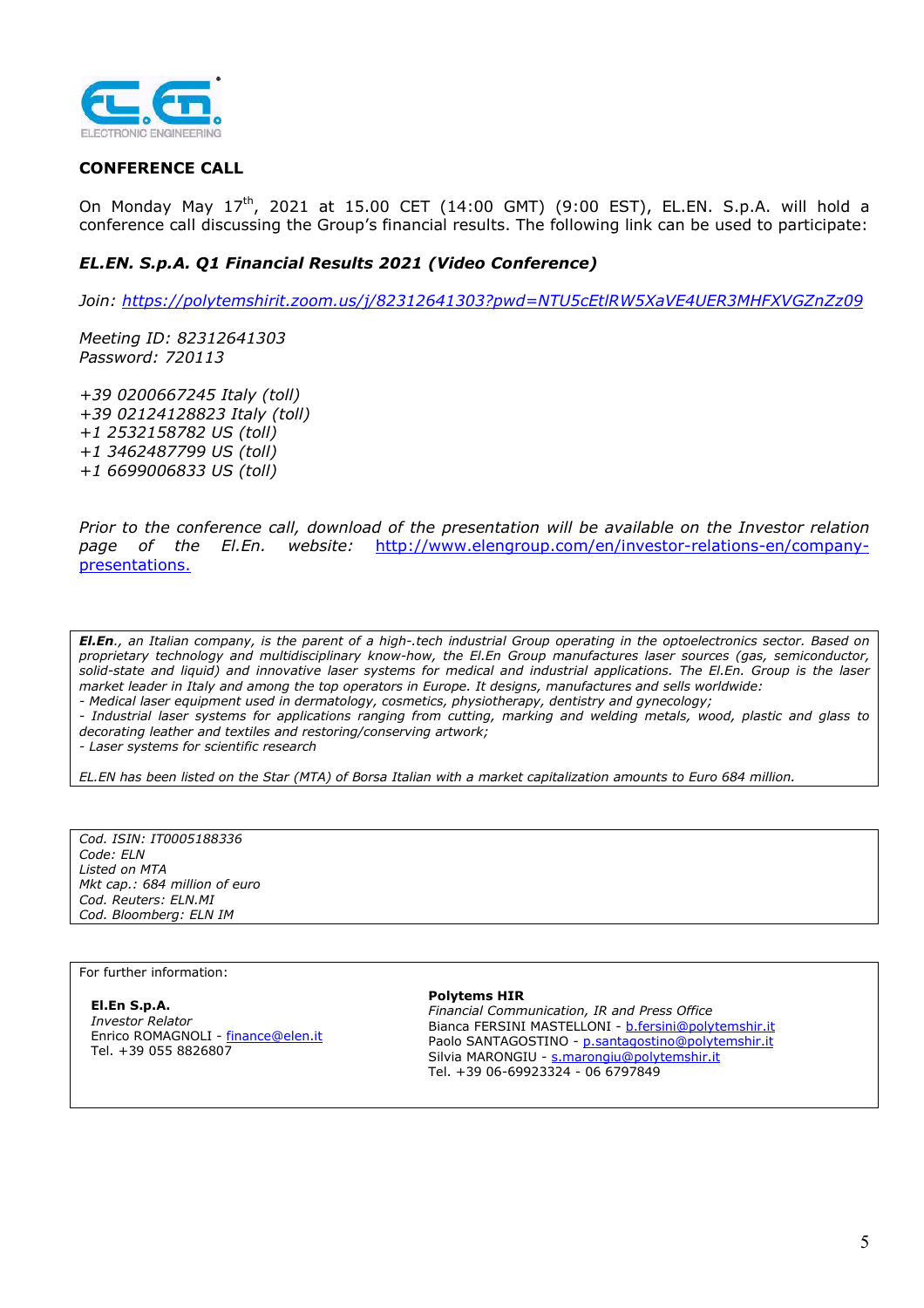## CONFERENCE CALL

On Monday May 17th, 2021 at 15.00 CET (14:00 GMT) (9:00 EST), EL.EN. S.p.A. will hold a conference call discussing the Group's financial results. The following link can be used to participate:

***EL.EN. S.p.A. Q1 Financial Results 2021 (Video Conference)***

*Join: https://polytemshirit.zoom.us/j/82312641303?pwd=NTU5cEtlRW5XaVE4UER3MHFXVGZnZz09*

*Meeting ID: 82312641303*
*Password: 720113*

*+39 0200667245 Italy (toll)*
*+39 02124128823 Italy (toll)*
*+1 2532158782 US (toll)*
*+1 3462487799 US (toll)*
*+1 6699006833 US (toll)*

*Prior to the conference call, download of the presentation will be available on the Investor relation page of the El.En. website:* http://www.elengroup.com/en/investor-relations-en/company-presentations.

***El.En***., *an Italian company, is the parent of a high-.tech industrial Group operating in the optoelectronics sector. Based on proprietary technology and multidisciplinary know-how, the El.En Group manufactures laser sources (gas, semiconductor, solid-state and liquid) and innovative laser systems for medical and industrial applications. The El.En. Group is the laser market leader in Italy and among the top operators in Europe. It designs, manufactures and sells worldwide:*
*- Medical laser equipment used in dermatology, cosmetics, physiotherapy, dentistry and gynecology;*
*- Industrial laser systems for applications ranging from cutting, marking and welding metals, wood, plastic and glass to decorating leather and textiles and restoring/conserving artwork;*
*- Laser systems for scientific research*

*EL.EN has been listed on the Star (MTA) of Borsa Italian with a market capitalization amounts to Euro 684 million.*

*Cod. ISIN: IT0005188336*
*Code: ELN*
*Listed on MTA*
*Mkt cap.: 684 million of euro*
*Cod. Reuters: ELN.MI*
*Cod. Bloomberg: ELN IM*

For further information:

**El.En S.p.A.**
*Investor Relator*
Enrico ROMAGNOLI - finance@elen.it
Tel. +39 055 8826807

**Polytems HIR**
*Financial Communication, IR and Press Office*
Bianca FERSINI MASTELLONI - b.fersini@polytemshir.it
Paolo SANTAGOSTINO - p.santagostino@polytemshir.it
Silvia MARONGIU - s.marongiu@polytemshir.it
Tel. +39 06-69923324 - 06 6797849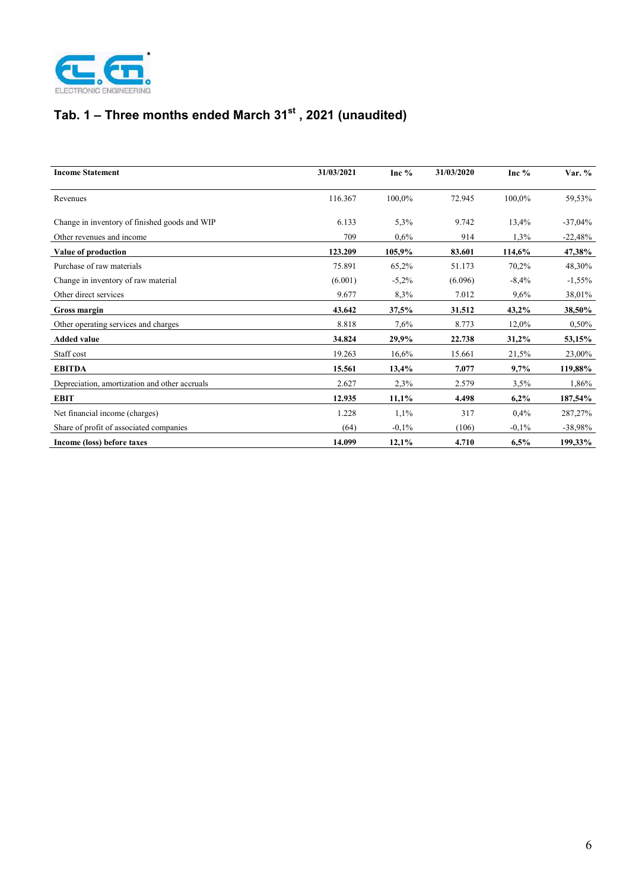## Tab. 1 – Three months ended March 31st , 2021 (unaudited)

| Income Statement | 31/03/2021 | Inc % | 31/03/2020 | Inc % | Var. % |
|---|---|---|---|---|---|
| Revenues | 116.367 | 100,0% | 72.945 | 100,0% | 59,53% |
| Change in inventory of finished goods and WIP | 6.133 | 5,3% | 9.742 | 13,4% | -37,04% |
| Other revenues and income | 709 | 0,6% | 914 | 1,3% | -22,48% |
| **Value of production** | **123.209** | **105,9%** | **83.601** | **114,6%** | **47,38%** |
| Purchase of raw materials | 75.891 | 65,2% | 51.173 | 70,2% | 48,30% |
| Change in inventory of raw material | (6.001) | -5,2% | (6.096) | -8,4% | -1,55% |
| Other direct services | 9.677 | 8,3% | 7.012 | 9,6% | 38,01% |
| **Gross margin** | **43.642** | **37,5%** | **31.512** | **43,2%** | **38,50%** |
| Other operating services and charges | 8.818 | 7,6% | 8.773 | 12,0% | 0,50% |
| **Added value** | **34.824** | **29,9%** | **22.738** | **31,2%** | **53,15%** |
| Staff cost | 19.263 | 16,6% | 15.661 | 21,5% | 23,00% |
| **EBITDA** | **15.561** | **13,4%** | **7.077** | **9,7%** | **119,88%** |
| Depreciation, amortization and other accruals | 2.627 | 2,3% | 2.579 | 3,5% | 1,86% |
| **EBIT** | **12.935** | **11,1%** | **4.498** | **6,2%** | **187,54%** |
| Net financial income (charges) | 1.228 | 1,1% | 317 | 0,4% | 287,27% |
| Share of profit of associated companies | (64) | -0,1% | (106) | -0,1% | -38,98% |
| **Income (loss) before taxes** | **14.099** | **12,1%** | **4.710** | **6,5%** | **199,33%** |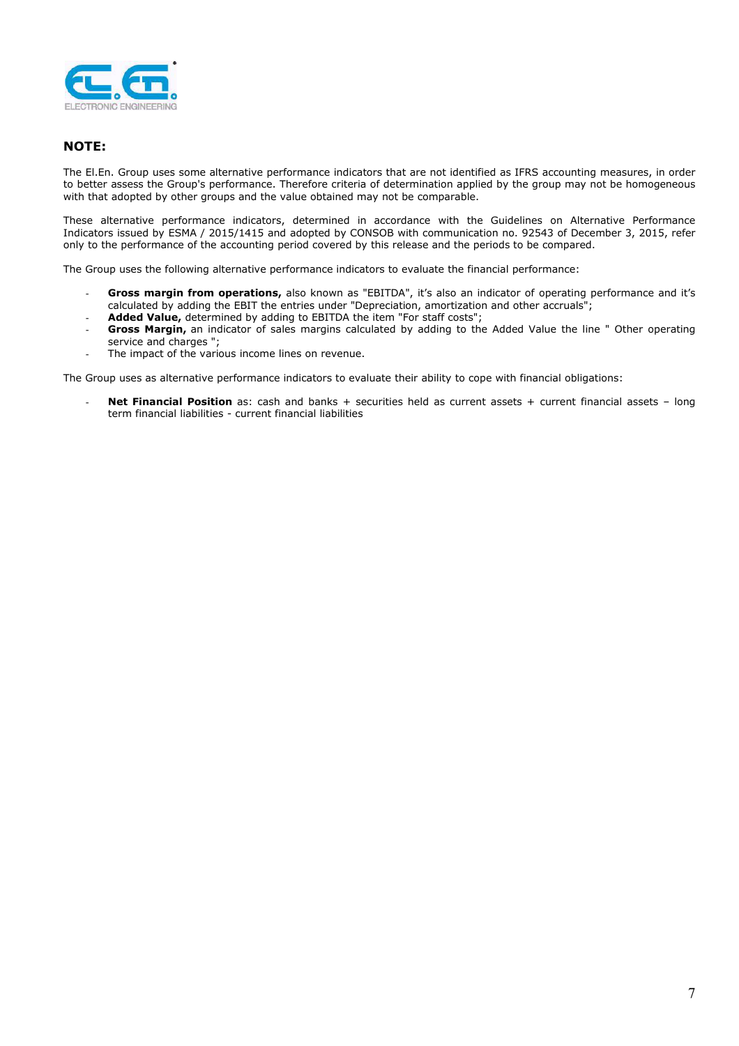## NOTE:

The El.En. Group uses some alternative performance indicators that are not identified as IFRS accounting measures, in order to better assess the Group's performance. Therefore criteria of determination applied by the group may not be homogeneous with that adopted by other groups and the value obtained may not be comparable.

These alternative performance indicators, determined in accordance with the Guidelines on Alternative Performance Indicators issued by ESMA / 2015/1415 and adopted by CONSOB with communication no. 92543 of December 3, 2015, refer only to the performance of the accounting period covered by this release and the periods to be compared.

The Group uses the following alternative performance indicators to evaluate the financial performance:

- **Gross margin from operations,** also known as "EBITDA", it's also an indicator of operating performance and it's calculated by adding the EBIT the entries under "Depreciation, amortization and other accruals";
- **Added Value,** determined by adding to EBITDA the item "For staff costs";
- **Gross Margin,** an indicator of sales margins calculated by adding to the Added Value the line " Other operating service and charges ";
- The impact of the various income lines on revenue.

The Group uses as alternative performance indicators to evaluate their ability to cope with financial obligations:

- **Net Financial Position** as: cash and banks + securities held as current assets + current financial assets – long term financial liabilities - current financial liabilities